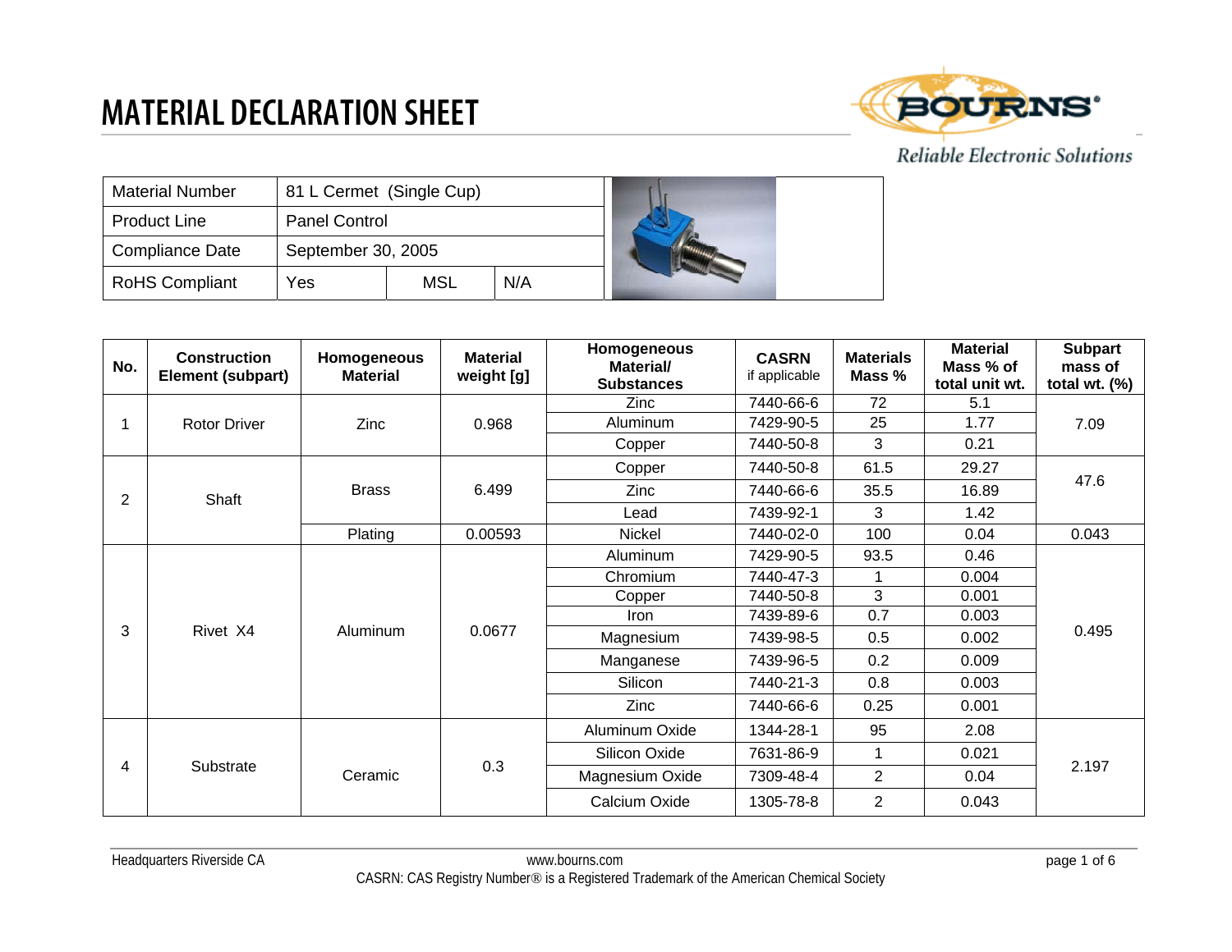# MATERIAL DECLARATION SHEET

BOURNS®

*Reliable Electronic Solutions*

| Material Number | 81 L Cermet (Single Cup) | | |
|---|---|---|---|
| Product Line | Panel Control | | |
| Compliance Date | September 30, 2005 | | |
| RoHS Compliant | Yes | MSL | N/A |

| No. | Construction Element (subpart) | Homogeneous Material | Material weight [g] | Homogeneous Material/ Substances | CASRN if applicable | Materials Mass % | Material Mass % of total unit wt. | Subpart mass of total wt. (%) |
|---|---|---|---|---|---|---|---|---|
| 1 | Rotor Driver | Zinc | 0.968 | Zinc | 7440-66-6 | 72 | 5.1 | 7.09 |
| | | | | Aluminum | 7429-90-5 | 25 | 1.77 | |
| | | | | Copper | 7440-50-8 | 3 | 0.21 | |
| 2 | Shaft | Brass | 6.499 | Copper | 7440-50-8 | 61.5 | 29.27 | 47.6 |
| | | | | Zinc | 7440-66-6 | 35.5 | 16.89 | |
| | | | | Lead | 7439-92-1 | 3 | 1.42 | |
| | | Plating | 0.00593 | Nickel | 7440-02-0 | 100 | 0.04 | 0.043 |
| 3 | Rivet X4 | Aluminum | 0.0677 | Aluminum | 7429-90-5 | 93.5 | 0.46 | 0.495 |
| | | | | Chromium | 7440-47-3 | 1 | 0.004 | |
| | | | | Copper | 7440-50-8 | 3 | 0.001 | |
| | | | | Iron | 7439-89-6 | 0.7 | 0.003 | |
| | | | | Magnesium | 7439-98-5 | 0.5 | 0.002 | |
| | | | | Manganese | 7439-96-5 | 0.2 | 0.009 | |
| | | | | Silicon | 7440-21-3 | 0.8 | 0.003 | |
| | | | | Zinc | 7440-66-6 | 0.25 | 0.001 | |
| 4 | Substrate | Ceramic | 0.3 | Aluminum Oxide | 1344-28-1 | 95 | 2.08 | 2.197 |
| | | | | Silicon Oxide | 7631-86-9 | 1 | 0.021 | |
| | | | | Magnesium Oxide | 7309-48-4 | 2 | 0.04 | |
| | | | | Calcium Oxide | 1305-78-8 | 2 | 0.043 | |

Headquarters Riverside CA www.bourns.com

CASRN: CAS Registry Number® is a Registered Trademark of the American Chemical Society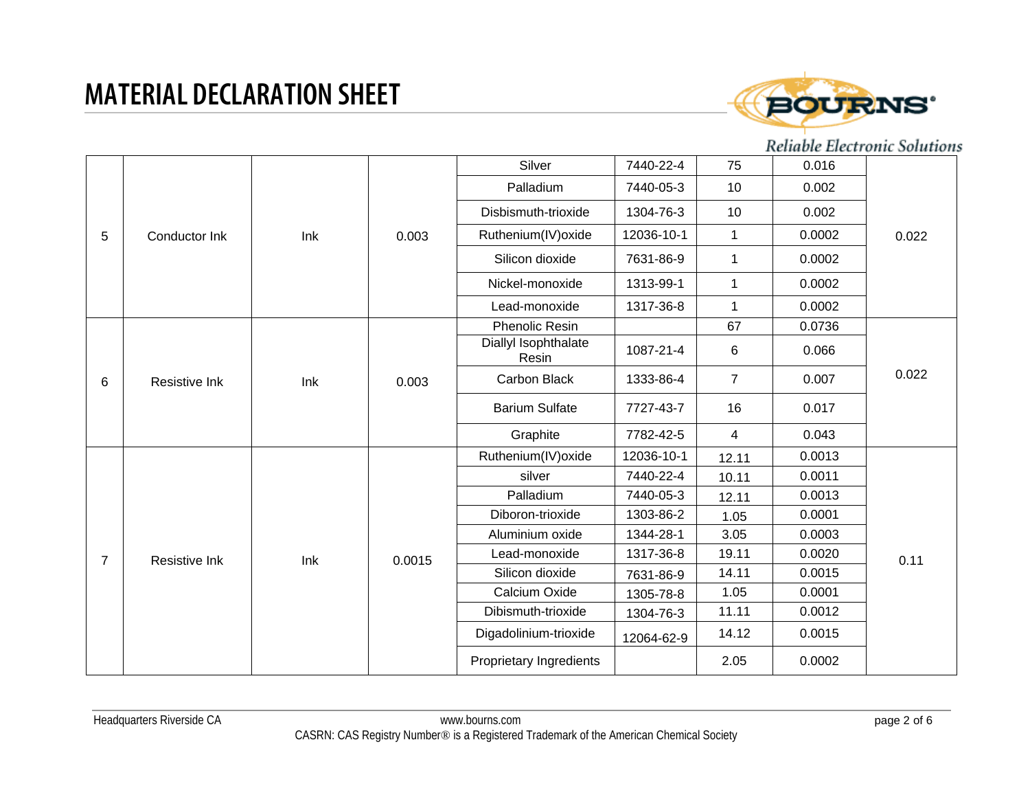# MATERIAL DECLARATION SHEET

| | | | | | | | | |
|---|---|---|---|---|---|---|---|---|
| 5 | Conductor Ink | Ink | 0.003 | Silver | 7440-22-4 | 75 | 0.016 | 0.022 |
| | | | | Palladium | 7440-05-3 | 10 | 0.002 | |
| | | | | Disbismuth-trioxide | 1304-76-3 | 10 | 0.002 | |
| | | | | Ruthenium(IV)oxide | 12036-10-1 | 1 | 0.0002 | |
| | | | | Silicon dioxide | 7631-86-9 | 1 | 0.0002 | |
| | | | | Nickel-monoxide | 1313-99-1 | 1 | 0.0002 | |
| | | | | Lead-monoxide | 1317-36-8 | 1 | 0.0002 | |
| 6 | Resistive Ink | Ink | 0.003 | Phenolic Resin | | 67 | 0.0736 | 0.022 |
| | | | | Diallyl Isophthalate Resin | 1087-21-4 | 6 | 0.066 | |
| | | | | Carbon Black | 1333-86-4 | 7 | 0.007 | |
| | | | | Barium Sulfate | 7727-43-7 | 16 | 0.017 | |
| | | | | Graphite | 7782-42-5 | 4 | 0.043 | |
| 7 | Resistive Ink | Ink | 0.0015 | Ruthenium(IV)oxide | 12036-10-1 | 12.11 | 0.0013 | 0.11 |
| | | | | silver | 7440-22-4 | 10.11 | 0.0011 | |
| | | | | Palladium | 7440-05-3 | 12.11 | 0.0013 | |
| | | | | Diboron-trioxide | 1303-86-2 | 1.05 | 0.0001 | |
| | | | | Aluminium oxide | 1344-28-1 | 3.05 | 0.0003 | |
| | | | | Lead-monoxide | 1317-36-8 | 19.11 | 0.0020 | |
| | | | | Silicon dioxide | 7631-86-9 | 14.11 | 0.0015 | |
| | | | | Calcium Oxide | 1305-78-8 | 1.05 | 0.0001 | |
| | | | | Dibismuth-trioxide | 1304-76-3 | 11.11 | 0.0012 | |
| | | | | Digadolinium-trioxide | 12064-62-9 | 14.12 | 0.0015 | |
| | | | | Proprietary Ingredients | | 2.05 | 0.0002 | |

Headquarters Riverside CA — www.bourns.com

CASRN: CAS Registry Number® is a Registered Trademark of the American Chemical Society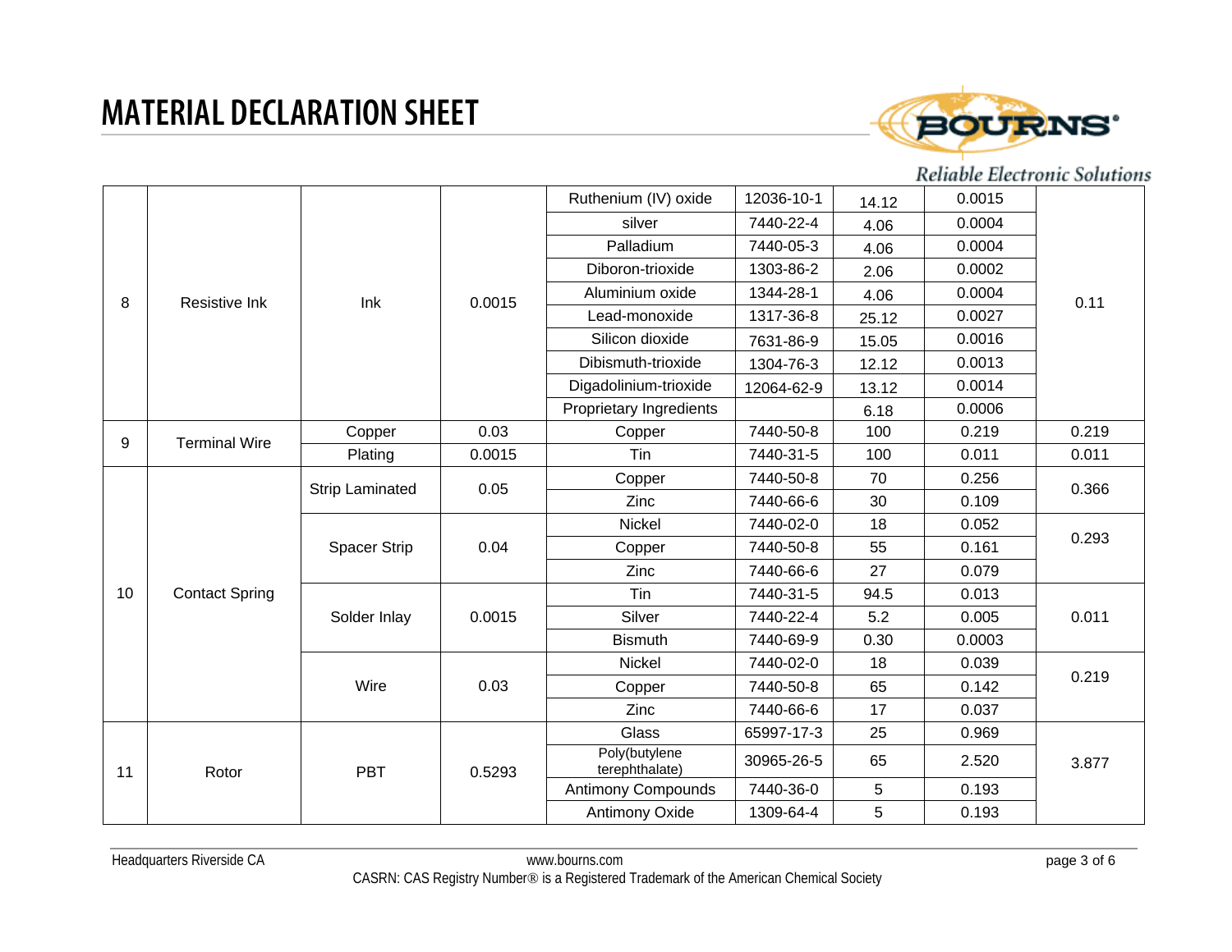# MATERIAL DECLARATION SHEET

Reliable Electronic Solutions

| 8 | Resistive Ink | Ink | 0.0015 | Ruthenium (IV) oxide | 12036-10-1 | 14.12 | 0.0015 | 0.11 |
|---|---|---|---|---|---|---|---|---|
| | | | | silver | 7440-22-4 | 4.06 | 0.0004 | |
| | | | | Palladium | 7440-05-3 | 4.06 | 0.0004 | |
| | | | | Diboron-trioxide | 1303-86-2 | 2.06 | 0.0002 | |
| | | | | Aluminium oxide | 1344-28-1 | 4.06 | 0.0004 | |
| | | | | Lead-monoxide | 1317-36-8 | 25.12 | 0.0027 | |
| | | | | Silicon dioxide | 7631-86-9 | 15.05 | 0.0016 | |
| | | | | Dibismuth-trioxide | 1304-76-3 | 12.12 | 0.0013 | |
| | | | | Digadolinium-trioxide | 12064-62-9 | 13.12 | 0.0014 | |
| | | | | Proprietary Ingredients | | 6.18 | 0.0006 | |
| 9 | Terminal Wire | Copper | 0.03 | Copper | 7440-50-8 | 100 | 0.219 | 0.219 |
| | | Plating | 0.0015 | Tin | 7440-31-5 | 100 | 0.011 | 0.011 |
| 10 | Contact Spring | Strip Laminated | 0.05 | Copper | 7440-50-8 | 70 | 0.256 | 0.366 |
| | | | | Zinc | 7440-66-6 | 30 | 0.109 | |
| | | Spacer Strip | 0.04 | Nickel | 7440-02-0 | 18 | 0.052 | 0.293 |
| | | | | Copper | 7440-50-8 | 55 | 0.161 | |
| | | | | Zinc | 7440-66-6 | 27 | 0.079 | |
| | | Solder Inlay | 0.0015 | Tin | 7440-31-5 | 94.5 | 0.013 | 0.011 |
| | | | | Silver | 7440-22-4 | 5.2 | 0.005 | |
| | | | | Bismuth | 7440-69-9 | 0.30 | 0.0003 | |
| | | Wire | 0.03 | Nickel | 7440-02-0 | 18 | 0.039 | 0.219 |
| | | | | Copper | 7440-50-8 | 65 | 0.142 | |
| | | | | Zinc | 7440-66-6 | 17 | 0.037 | |
| 11 | Rotor | PBT | 0.5293 | Glass | 65997-17-3 | 25 | 0.969 | 3.877 |
| | | | | Poly(butylene terephthalate) | 30965-26-5 | 65 | 2.520 | |
| | | | | Antimony Compounds | 7440-36-0 | 5 | 0.193 | |
| | | | | Antimony Oxide | 1309-64-4 | 5 | 0.193 | |

Headquarters Riverside CA | www.bourns.com

CASRN: CAS Registry Number® is a Registered Trademark of the American Chemical Society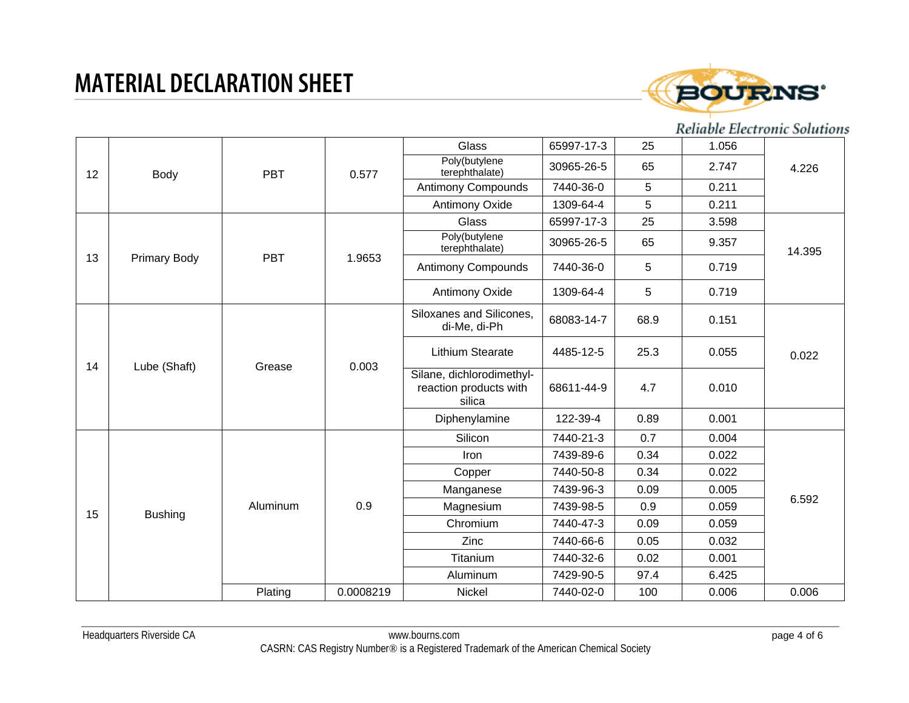# MATERIAL DECLARATION SHEET

| | | | | | | | | |
|---|---|---|---|---|---|---|---|---|
| 12 | Body | PBT | 0.577 | Glass | 65997-17-3 | 25 | 1.056 | 4.226 |
| | | | | Poly(butylene terephthalate) | 30965-26-5 | 65 | 2.747 | |
| | | | | Antimony Compounds | 7440-36-0 | 5 | 0.211 | |
| | | | | Antimony Oxide | 1309-64-4 | 5 | 0.211 | |
| 13 | Primary Body | PBT | 1.9653 | Glass | 65997-17-3 | 25 | 3.598 | 14.395 |
| | | | | Poly(butylene terephthalate) | 30965-26-5 | 65 | 9.357 | |
| | | | | Antimony Compounds | 7440-36-0 | 5 | 0.719 | |
| | | | | Antimony Oxide | 1309-64-4 | 5 | 0.719 | |
| 14 | Lube (Shaft) | Grease | 0.003 | Siloxanes and Silicones, di-Me, di-Ph | 68083-14-7 | 68.9 | 0.151 | 0.022 |
| | | | | Lithium Stearate | 4485-12-5 | 25.3 | 0.055 | |
| | | | | Silane, dichlorodimethyl-reaction products with silica | 68611-44-9 | 4.7 | 0.010 | |
| | | | | Diphenylamine | 122-39-4 | 0.89 | 0.001 | |
| 15 | Bushing | Aluminum | 0.9 | Silicon | 7440-21-3 | 0.7 | 0.004 | 6.592 |
| | | | | Iron | 7439-89-6 | 0.34 | 0.022 | |
| | | | | Copper | 7440-50-8 | 0.34 | 0.022 | |
| | | | | Manganese | 7439-96-3 | 0.09 | 0.005 | |
| | | | | Magnesium | 7439-98-5 | 0.9 | 0.059 | |
| | | | | Chromium | 7440-47-3 | 0.09 | 0.059 | |
| | | | | Zinc | 7440-66-6 | 0.05 | 0.032 | |
| | | | | Titanium | 7440-32-6 | 0.02 | 0.001 | |
| | | | | Aluminum | 7429-90-5 | 97.4 | 6.425 | |
| | | Plating | 0.0008219 | Nickel | 7440-02-0 | 100 | 0.006 | 0.006 |

Headquarters Riverside CA www.bourns.com

CASRN: CAS Registry Number® is a Registered Trademark of the American Chemical Society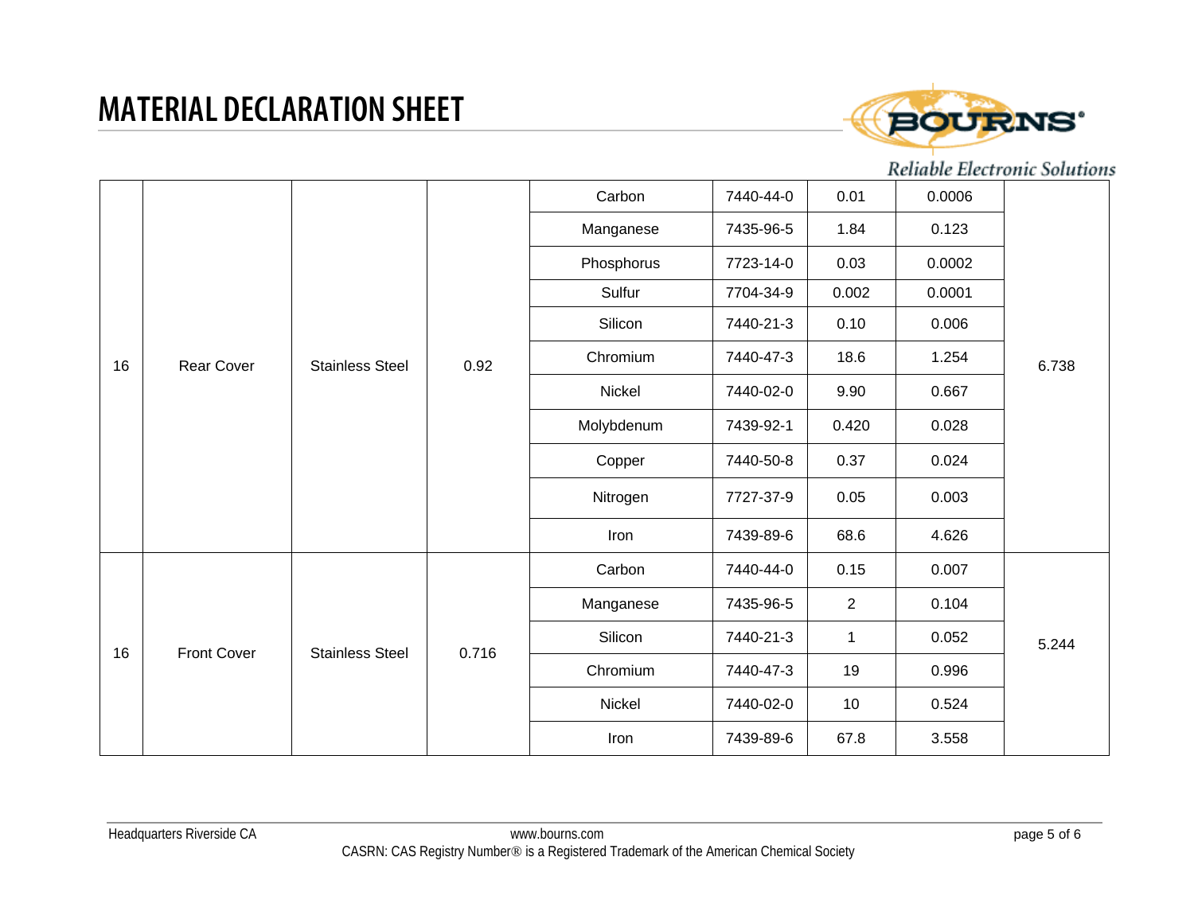# MATERIAL DECLARATION SHEET

*Reliable Electronic Solutions*

| | | | | | | | | |
|---|---|---|---|---|---|---|---|---|
| 16 | Rear Cover | Stainless Steel | 0.92 | Carbon | 7440-44-0 | 0.01 | 0.0006 | 6.738 |
| | | | | Manganese | 7435-96-5 | 1.84 | 0.123 | |
| | | | | Phosphorus | 7723-14-0 | 0.03 | 0.0002 | |
| | | | | Sulfur | 7704-34-9 | 0.002 | 0.0001 | |
| | | | | Silicon | 7440-21-3 | 0.10 | 0.006 | |
| | | | | Chromium | 7440-47-3 | 18.6 | 1.254 | |
| | | | | Nickel | 7440-02-0 | 9.90 | 0.667 | |
| | | | | Molybdenum | 7439-92-1 | 0.420 | 0.028 | |
| | | | | Copper | 7440-50-8 | 0.37 | 0.024 | |
| | | | | Nitrogen | 7727-37-9 | 0.05 | 0.003 | |
| | | | | Iron | 7439-89-6 | 68.6 | 4.626 | |
| 16 | Front Cover | Stainless Steel | 0.716 | Carbon | 7440-44-0 | 0.15 | 0.007 | 5.244 |
| | | | | Manganese | 7435-96-5 | 2 | 0.104 | |
| | | | | Silicon | 7440-21-3 | 1 | 0.052 | |
| | | | | Chromium | 7440-47-3 | 19 | 0.996 | |
| | | | | Nickel | 7440-02-0 | 10 | 0.524 | |
| | | | | Iron | 7439-89-6 | 67.8 | 3.558 | |

Headquarters Riverside CA

www.bourns.com

CASRN: CAS Registry Number® is a Registered Trademark of the American Chemical Society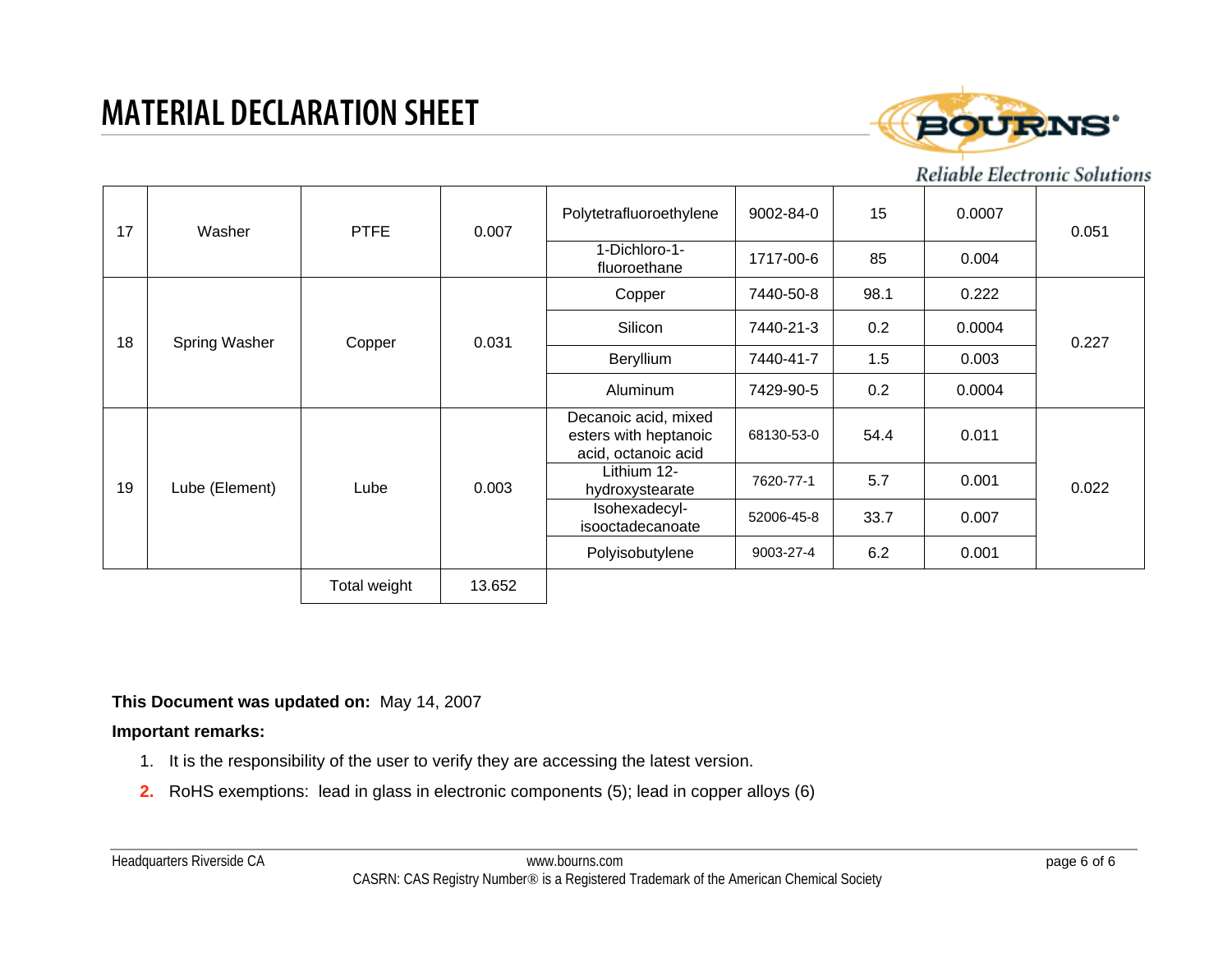# MATERIAL DECLARATION SHEET

| | | | | | | | | |
|---|---|---|---|---|---|---|---|---|
| 17 | Washer | PTFE | 0.007 | Polytetrafluoroethylene | 9002-84-0 | 15 | 0.0007 | 0.051 |
| | | | | 1-Dichloro-1-fluoroethane | 1717-00-6 | 85 | 0.004 | |
| 18 | Spring Washer | Copper | 0.031 | Copper | 7440-50-8 | 98.1 | 0.222 | 0.227 |
| | | | | Silicon | 7440-21-3 | 0.2 | 0.0004 | |
| | | | | Beryllium | 7440-41-7 | 1.5 | 0.003 | |
| | | | | Aluminum | 7429-90-5 | 0.2 | 0.0004 | |
| 19 | Lube (Element) | Lube | 0.003 | Decanoic acid, mixed esters with heptanoic acid, octanoic acid | 68130-53-0 | 54.4 | 0.011 | 0.022 |
| | | | | Lithium 12-hydroxystearate | 7620-77-1 | 5.7 | 0.001 | |
| | | | | Isohexadecyl-isooctadecanoate | 52006-45-8 | 33.7 | 0.007 | |
| | | | | Polyisobutylene | 9003-27-4 | 6.2 | 0.001 | |
| | | Total weight | 13.652 | | | | | |

**This Document was updated on:** May 14, 2007

**Important remarks:**

1. It is the responsibility of the user to verify they are accessing the latest version.
2. RoHS exemptions: lead in glass in electronic components (5); lead in copper alloys (6)

Headquarters Riverside CA

www.bourns.com

CASRN: CAS Registry Number® is a Registered Trademark of the American Chemical Society